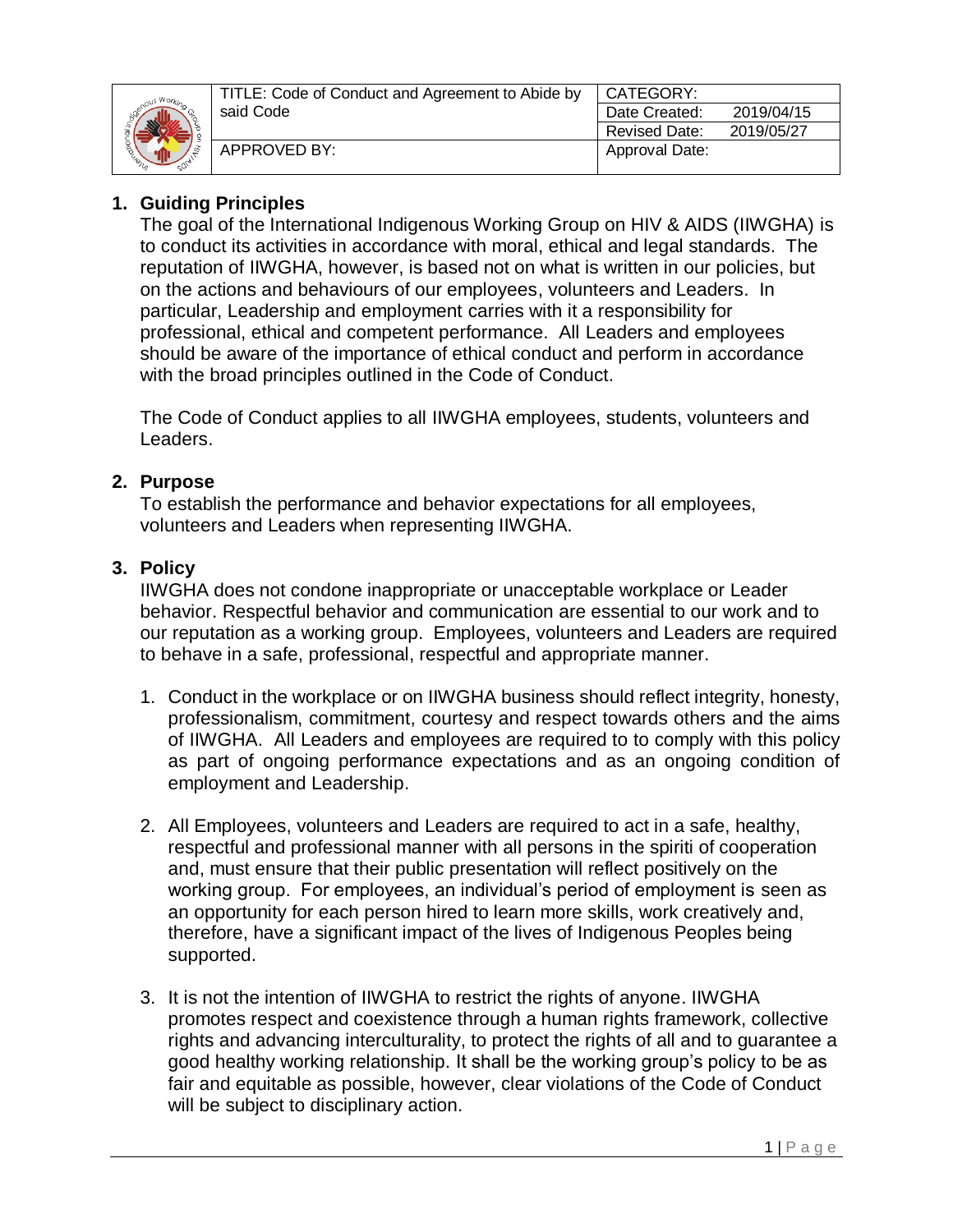| TITLE: Code of Conduct and Agreement to Abide by said Code | CATEGORY: | |
|---|---|---|
| | Date Created: | 2019/04/15 |
| | Revised Date: | 2019/05/27 |
| APPROVED BY: | Approval Date: | |

## 1. Guiding Principles

The goal of the International Indigenous Working Group on HIV & AIDS (IIWGHA) is to conduct its activities in accordance with moral, ethical and legal standards. The reputation of IIWGHA, however, is based not on what is written in our policies, but on the actions and behaviours of our employees, volunteers and Leaders. In particular, Leadership and employment carries with it a responsibility for professional, ethical and competent performance. All Leaders and employees should be aware of the importance of ethical conduct and perform in accordance with the broad principles outlined in the Code of Conduct.

The Code of Conduct applies to all IIWGHA employees, students, volunteers and Leaders.

## 2. Purpose

To establish the performance and behavior expectations for all employees, volunteers and Leaders when representing IIWGHA.

## 3. Policy

IIWGHA does not condone inappropriate or unacceptable workplace or Leader behavior. Respectful behavior and communication are essential to our work and to our reputation as a working group. Employees, volunteers and Leaders are required to behave in a safe, professional, respectful and appropriate manner.

1. Conduct in the workplace or on IIWGHA business should reflect integrity, honesty, professionalism, commitment, courtesy and respect towards others and the aims of IIWGHA. All Leaders and employees are required to to comply with this policy as part of ongoing performance expectations and as an ongoing condition of employment and Leadership.

2. All Employees, volunteers and Leaders are required to act in a safe, healthy, respectful and professional manner with all persons in the spiriti of cooperation and, must ensure that their public presentation will reflect positively on the working group. For employees, an individual's period of employment is seen as an opportunity for each person hired to learn more skills, work creatively and, therefore, have a significant impact of the lives of Indigenous Peoples being supported.

3. It is not the intention of IIWGHA to restrict the rights of anyone. IIWGHA promotes respect and coexistence through a human rights framework, collective rights and advancing interculturality, to protect the rights of all and to guarantee a good healthy working relationship. It shall be the working group's policy to be as fair and equitable as possible, however, clear violations of the Code of Conduct will be subject to disciplinary action.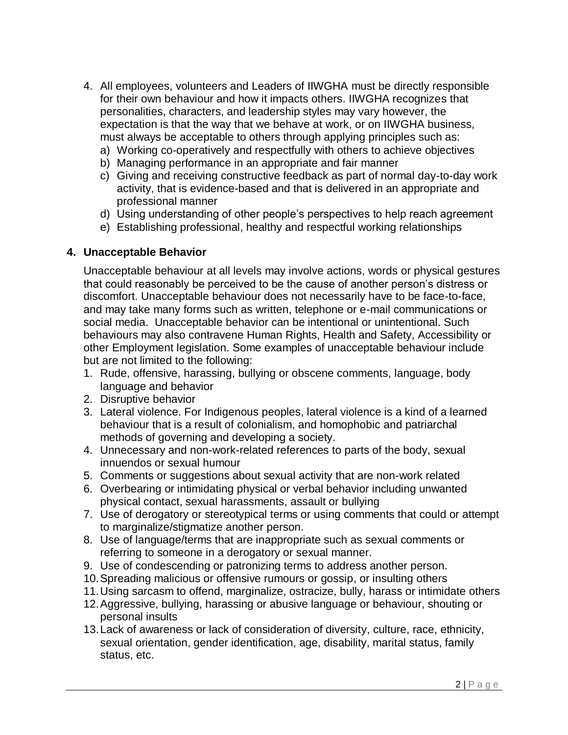4. All employees, volunteers and Leaders of IIWGHA must be directly responsible for their own behaviour and how it impacts others. IIWGHA recognizes that personalities, characters, and leadership styles may vary however, the expectation is that the way that we behave at work, or on IIWGHA business, must always be acceptable to others through applying principles such as:
   a) Working co-operatively and respectfully with others to achieve objectives
   b) Managing performance in an appropriate and fair manner
   c) Giving and receiving constructive feedback as part of normal day-to-day work activity, that is evidence-based and that is delivered in an appropriate and professional manner
   d) Using understanding of other people's perspectives to help reach agreement
   e) Establishing professional, healthy and respectful working relationships

## 4. Unacceptable Behavior

Unacceptable behaviour at all levels may involve actions, words or physical gestures that could reasonably be perceived to be the cause of another person's distress or discomfort. Unacceptable behaviour does not necessarily have to be face-to-face, and may take many forms such as written, telephone or e-mail communications or social media. Unacceptable behavior can be intentional or unintentional. Such behaviours may also contravene Human Rights, Health and Safety, Accessibility or other Employment legislation. Some examples of unacceptable behaviour include but are not limited to the following:

1. Rude, offensive, harassing, bullying or obscene comments, language, body language and behavior
2. Disruptive behavior
3. Lateral violence. For Indigenous peoples, lateral violence is a kind of a learned behaviour that is a result of colonialism, and homophobic and patriarchal methods of governing and developing a society.
4. Unnecessary and non-work-related references to parts of the body, sexual innuendos or sexual humour
5. Comments or suggestions about sexual activity that are non-work related
6. Overbearing or intimidating physical or verbal behavior including unwanted physical contact, sexual harassments, assault or bullying
7. Use of derogatory or stereotypical terms or using comments that could or attempt to marginalize/stigmatize another person.
8. Use of language/terms that are inappropriate such as sexual comments or referring to someone in a derogatory or sexual manner.
9. Use of condescending or patronizing terms to address another person.
10. Spreading malicious or offensive rumours or gossip, or insulting others
11. Using sarcasm to offend, marginalize, ostracize, bully, harass or intimidate others
12. Aggressive, bullying, harassing or abusive language or behaviour, shouting or personal insults
13. Lack of awareness or lack of consideration of diversity, culture, race, ethnicity, sexual orientation, gender identification, age, disability, marital status, family status, etc.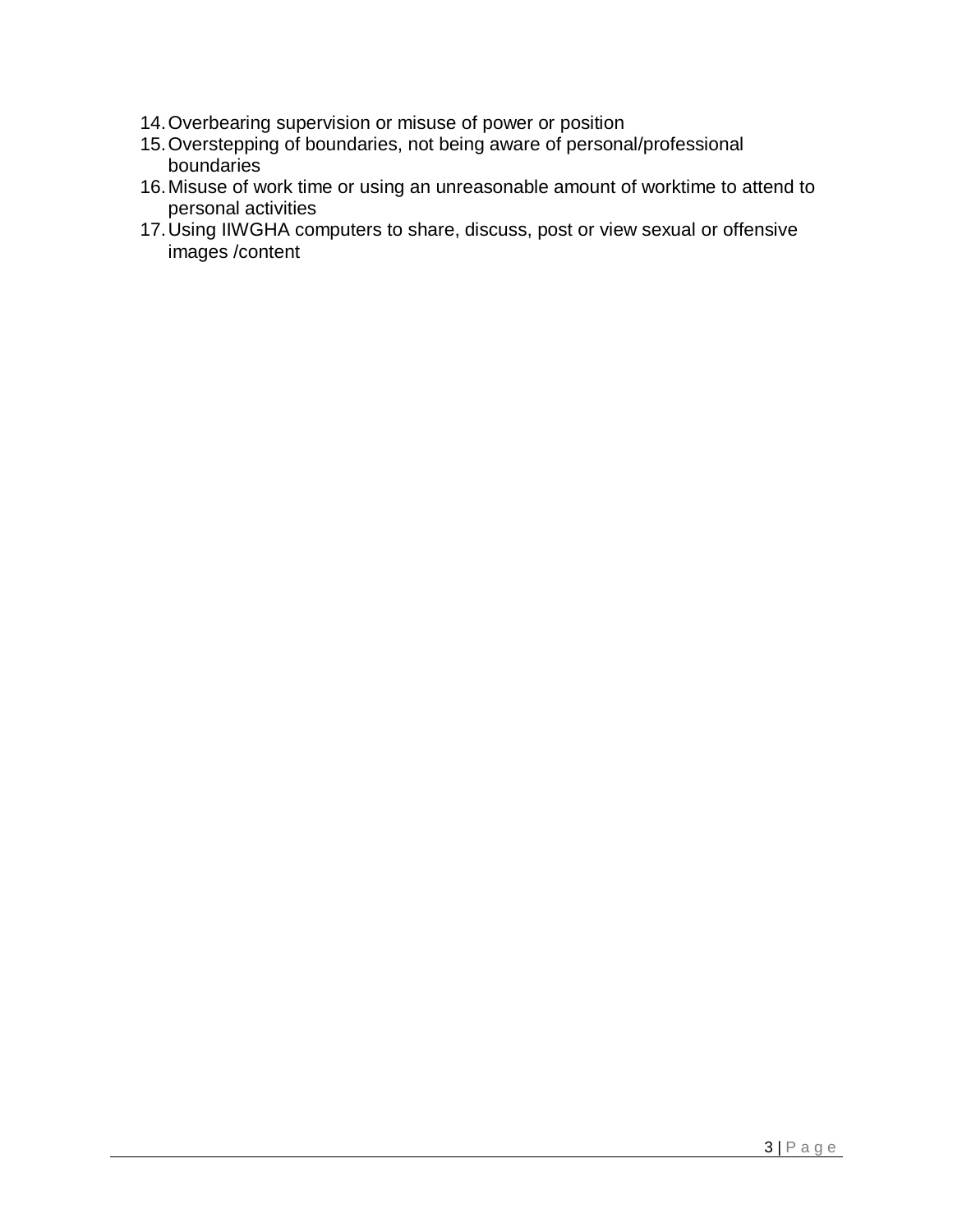14. Overbearing supervision or misuse of power or position
15. Overstepping of boundaries, not being aware of personal/professional boundaries
16. Misuse of work time or using an unreasonable amount of worktime to attend to personal activities
17. Using IIWGHA computers to share, discuss, post or view sexual or offensive images /content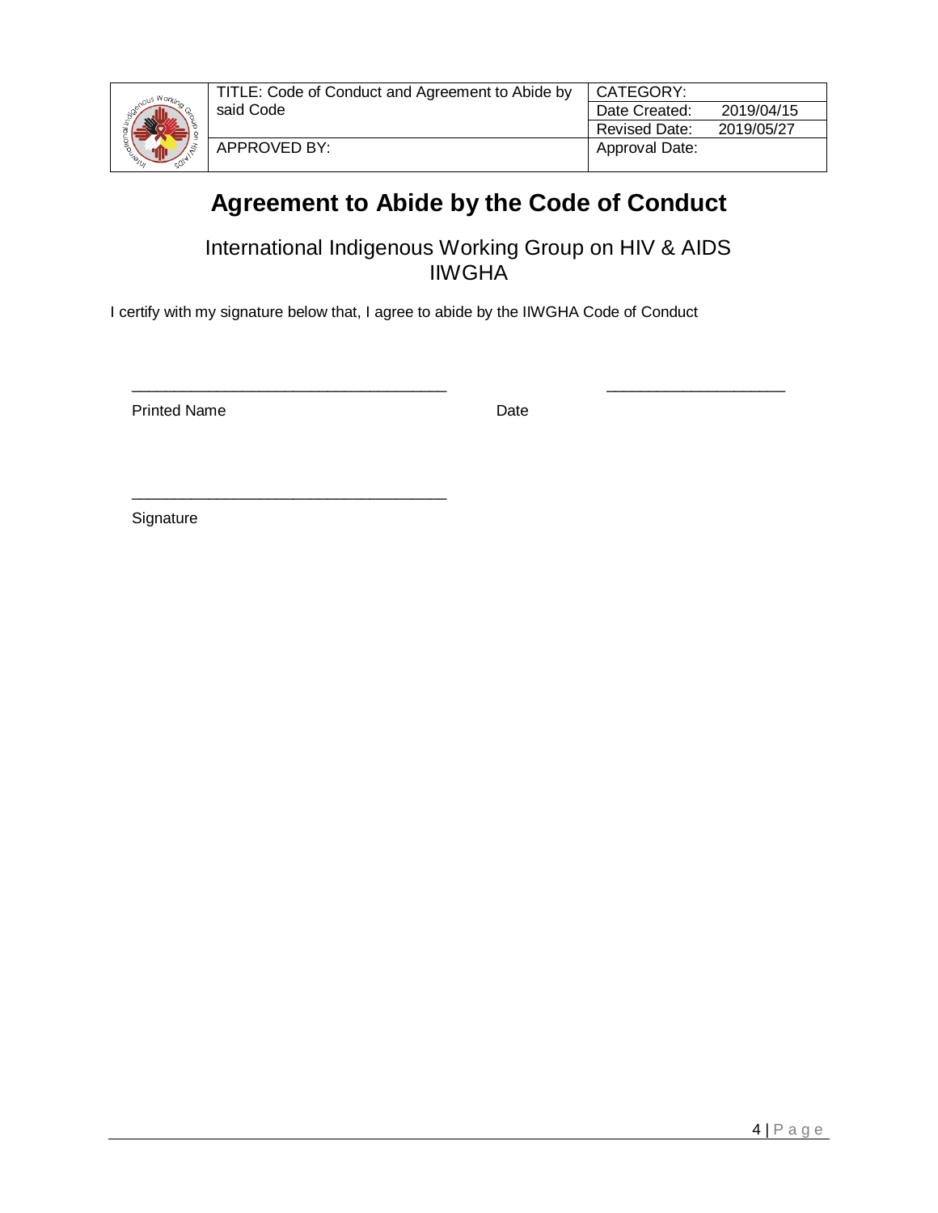| | | |
|---|---|---|
| | TITLE: Code of Conduct and Agreement to Abide by said Code | CATEGORY: |
| | | Date Created: 2019/04/15 |
| | | Revised Date: 2019/05/27 |
| | APPROVED BY: | Approval Date: |

# Agreement to Abide by the Code of Conduct

## International Indigenous Working Group on HIV & AIDS IIWGHA

I certify with my signature below that, I agree to abide by the IIWGHA Code of Conduct

_____________________________________ _____________________

Printed Name Date

_____________________________________

Signature